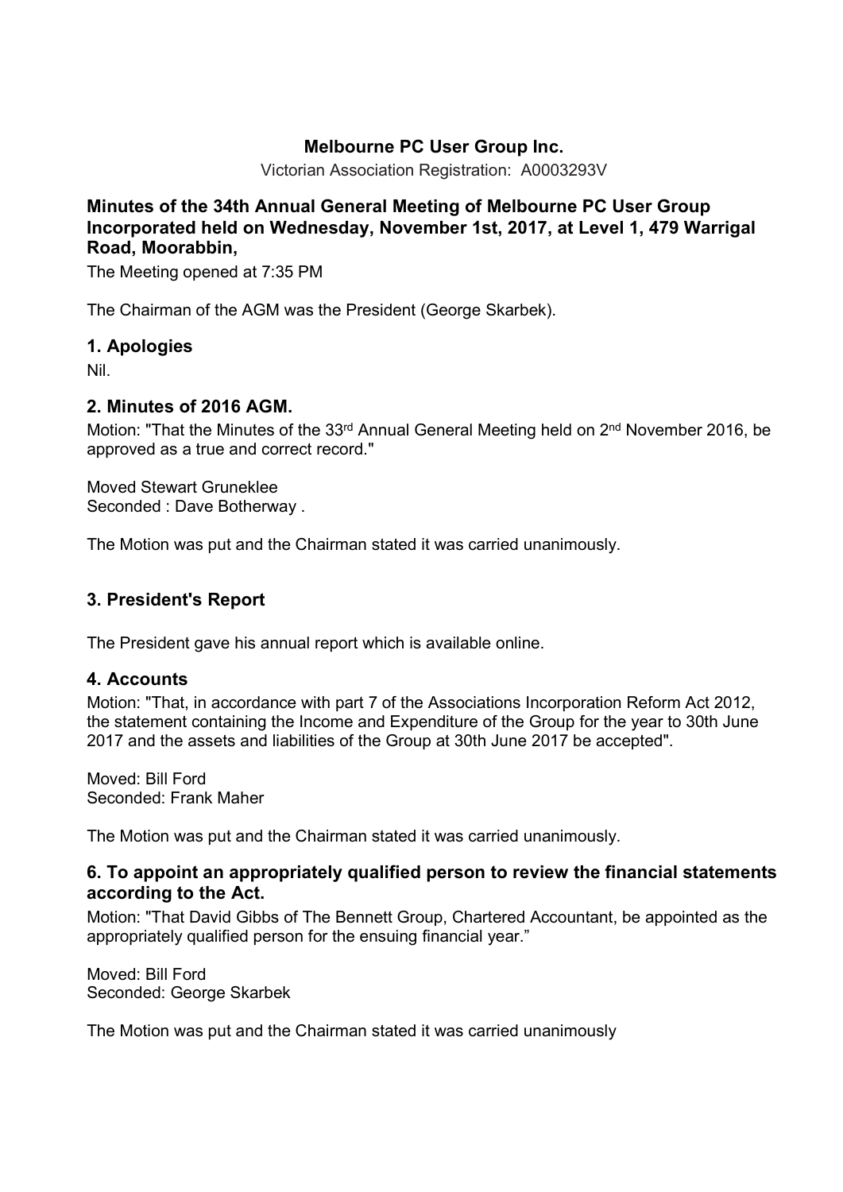**Melbourne PC User Group Inc.**

Victorian Association Registration: A0003293V

### Minutes of the 34th Annual General Meeting of Melbourne PC User Group Incorporated held on Wednesday, November 1st, 2017, at Level 1, 479 Warrigal Road, Moorabbin,

The Meeting opened at 7:35 PM

The Chairman of the AGM was the President (George Skarbek).

## 1. Apologies

Nil.

## 2. Minutes of 2016 AGM.

Motion: "That the Minutes of the 33rd Annual General Meeting held on 2nd November 2016, be approved as a true and correct record."

Moved Stewart Gruneklee
Seconded : Dave Botherway .

The Motion was put and the Chairman stated it was carried unanimously.

## 3. President's Report

The President gave his annual report which is available online.

## 4. Accounts

Motion: "That, in accordance with part 7 of the Associations Incorporation Reform Act 2012, the statement containing the Income and Expenditure of the Group for the year to 30th June 2017 and the assets and liabilities of the Group at 30th June 2017 be accepted".

Moved: Bill Ford
Seconded: Frank Maher

The Motion was put and the Chairman stated it was carried unanimously.

## 6. To appoint an appropriately qualified person to review the financial statements according to the Act.

Motion: "That David Gibbs of The Bennett Group, Chartered Accountant, be appointed as the appropriately qualified person for the ensuing financial year."

Moved: Bill Ford
Seconded: George Skarbek

The Motion was put and the Chairman stated it was carried unanimously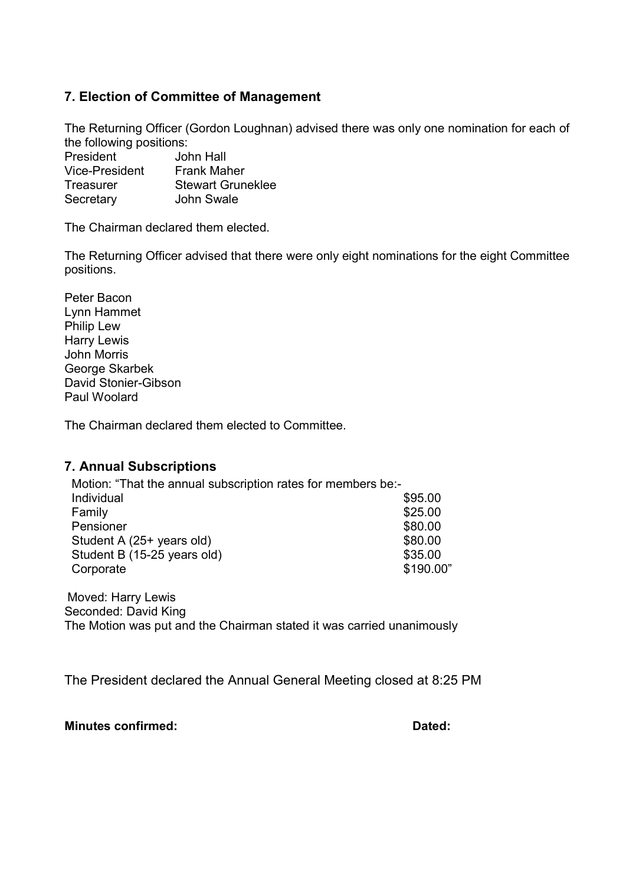## 7. Election of Committee of Management

The Returning Officer (Gordon Loughnan) advised there was only one nomination for each of the following positions:

| | |
|---|---|
| President | John Hall |
| Vice-President | Frank Maher |
| Treasurer | Stewart Gruneklee |
| Secretary | John Swale |

The Chairman declared them elected.

The Returning Officer advised that there were only eight nominations for the eight Committee positions.

Peter Bacon
Lynn Hammet
Philip Lew
Harry Lewis
John Morris
George Skarbek
David Stonier-Gibson
Paul Woolard

The Chairman declared them elected to Committee.

## 7. Annual Subscriptions

Motion: "That the annual subscription rates for members be:-

| | |
|---|---|
| Individual | $95.00 |
| Family | $25.00 |
| Pensioner | $80.00 |
| Student A (25+ years old) | $80.00 |
| Student B (15-25 years old) | $35.00 |
| Corporate | $190.00" |

Moved: Harry Lewis
Seconded: David King
The Motion was put and the Chairman stated it was carried unanimously

The President declared the Annual General Meeting closed at 8:25 PM

**Minutes confirmed:** **Dated:**